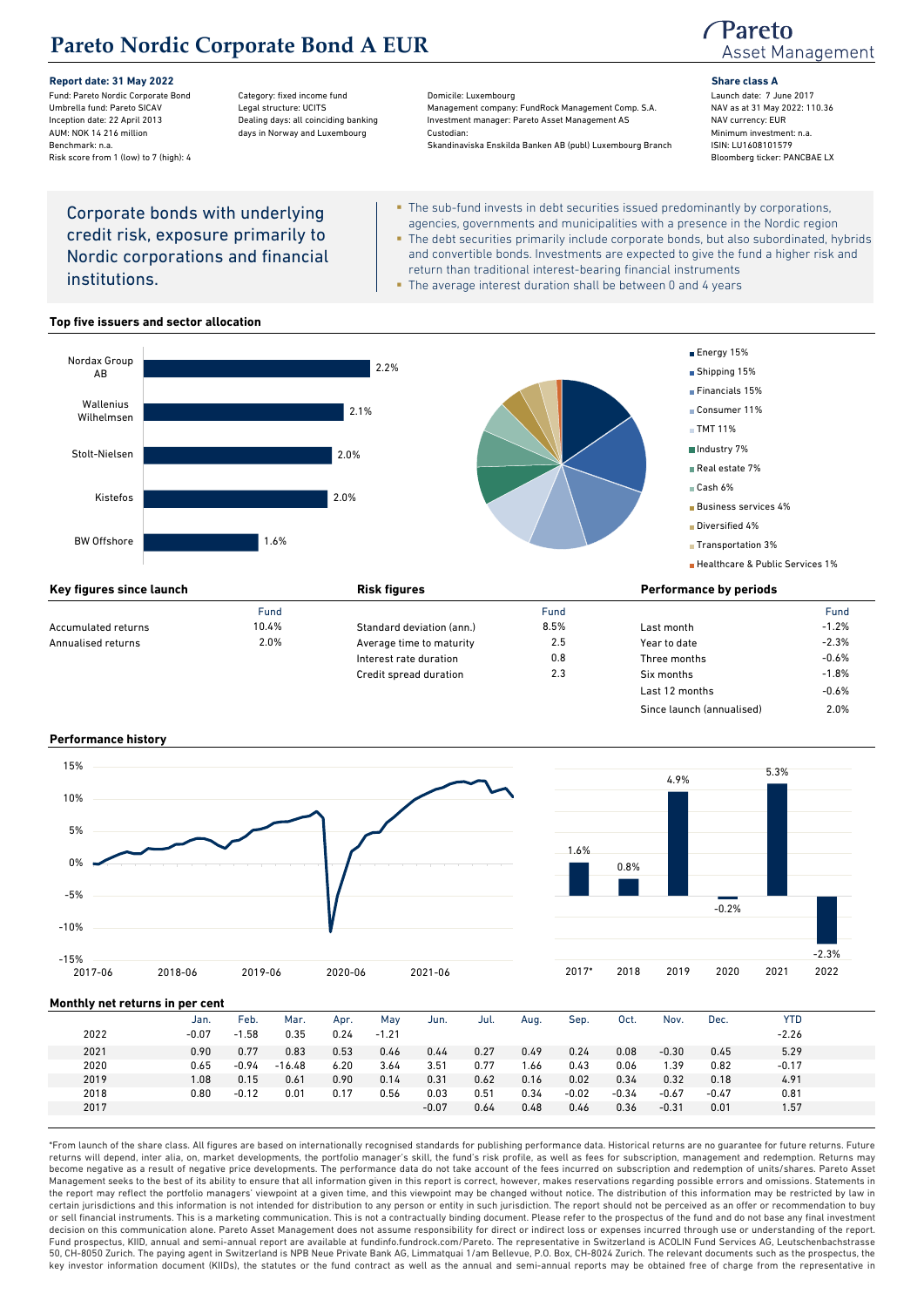# Pareto Nordic Corporate Bond A EUR

Pareto Asset Management

**Report date: 31 May 2022**

Fund: Pareto Nordic Corporate Bond
Umbrella fund: Pareto SICAV
Inception date: 22 April 2013
AUM: NOK 14 216 million
Benchmark: n.a.
Risk score from 1 (low) to 7 (high): 4

Category: fixed income fund
Legal structure: UCITS
Dealing days: all coinciding banking days in Norway and Luxembourg

Domicile: Luxembourg
Management company: FundRock Management Comp. S.A.
Investment manager: Pareto Asset Management AS
Custodian:
Skandinaviska Enskilda Banken AB (publ) Luxembourg Branch

**Share class A**

Launch date: 7 June 2017
NAV as at 31 May 2022: 110.36
NAV currency: EUR
Minimum investment: n.a.
ISIN: LU1608101579
Bloomberg ticker: PANCBAE LX

Corporate bonds with underlying credit risk, exposure primarily to Nordic corporations and financial institutions.

- The sub-fund invests in debt securities issued predominantly by corporations, agencies, governments and municipalities with a presence in the Nordic region
- The debt securities primarily include corporate bonds, but also subordinated, hybrids and convertible bonds. Investments are expected to give the fund a higher risk and return than traditional interest-bearing financial instruments
- The average interest duration shall be between 0 and 4 years

### Top five issuers and sector allocation

| Issuer | Weight |
|---|---|
| Nordax Group AB | 2.2% |
| Wallenius Wilhelmsen | 2.1% |
| Stolt-Nielsen | 2.0% |
| Kistefos | 2.0% |
| BW Offshore | 1.6% |

| Sector | Weight |
|---|---|
| Energy | 15% |
| Shipping | 15% |
| Financials | 15% |
| Consumer | 11% |
| TMT | 11% |
| Industry | 7% |
| Real estate | 7% |
| Cash | 6% |
| Business services | 4% |
| Diversified | 4% |
| Transportation | 3% |
| Healthcare & Public Services | 1% |

### Key figures since launch

| | Fund |
|---|---|
| Accumulated returns | 10.4% |
| Annualised returns | 2.0% |

### Risk figures

| | Fund |
|---|---|
| Standard deviation (ann.) | 8.5% |
| Average time to maturity | 2.5 |
| Interest rate duration | 0.8 |
| Credit spread duration | 2.3 |

### Performance by periods

| | Fund |
|---|---|
| Last month | -1.2% |
| Year to date | -2.3% |
| Three months | -0.6% |
| Six months | -1.8% |
| Last 12 months | -0.6% |
| Since launch (annualised) | 2.0% |

### Performance history

| 2017* | 2018 | 2019 | 2020 | 2021 | 2022 |
|---|---|---|---|---|---|
| 1.6% | 0.8% | 4.9% | -0.2% | 5.3% | -2.3% |

### Monthly net returns in per cent

| | Jan. | Feb. | Mar. | Apr. | May | Jun. | Jul. | Aug. | Sep. | Oct. | Nov. | Dec. | YTD |
|---|---|---|---|---|---|---|---|---|---|---|---|---|---|
| 2022 | -0.07 | -1.58 | 0.35 | 0.24 | -1.21 | | | | | | | | -2.26 |
| 2021 | 0.90 | 0.77 | 0.83 | 0.53 | 0.46 | 0.44 | 0.27 | 0.49 | 0.24 | 0.08 | -0.30 | 0.45 | 5.29 |
| 2020 | 0.65 | -0.94 | -16.48 | 6.20 | 3.64 | 3.51 | 0.77 | 1.66 | 0.43 | 0.06 | 1.39 | 0.82 | -0.17 |
| 2019 | 1.08 | 0.15 | 0.61 | 0.90 | 0.14 | 0.31 | 0.62 | 0.16 | 0.02 | 0.34 | 0.32 | 0.18 | 4.91 |
| 2018 | 0.80 | -0.12 | 0.01 | 0.17 | 0.56 | 0.03 | 0.51 | 0.34 | -0.02 | -0.34 | -0.67 | -0.47 | 0.81 |
| 2017 | | | | | | -0.07 | 0.64 | 0.48 | 0.46 | 0.36 | -0.31 | 0.01 | 1.57 |

*From launch of the share class. All figures are based on internationally recognised standards for publishing performance data. Historical returns are no guarantee for future returns. Future returns will depend, inter alia, on, market developments, the portfolio manager's skill, the fund's risk profile, as well as fees for subscription, management and redemption. Returns may become negative as a result of negative price developments. The performance data do not take account of the fees incurred on subscription and redemption of units/shares. Pareto Asset Management seeks to the best of its ability to ensure that all information given in this report is correct, however, makes reservations regarding possible errors and omissions. Statements in the report may reflect the portfolio managers' viewpoint at a given time, and this viewpoint may be changed without notice. The distribution of this information may be restricted by law in certain jurisdictions and this information is not intended for distribution to any person or entity in such jurisdiction. The report should not be perceived as an offer or recommendation to buy or sell financial instruments. This is a marketing communication. This is not a contractually binding document. Please refer to the prospectus of the fund and do not base any final investment decision on this communication alone. Pareto Asset Management does not assume responsibility for direct or indirect loss or expenses incurred through use or understanding of the report. Fund prospectus, KIID, annual and semi-annual report are available at fundinfo.fundrock.com/Pareto. The representative in Switzerland is ACOLIN Fund Services AG, Leutschenbachstrasse 50, CH-8050 Zurich. The paying agent in Switzerland is NPB Neue Private Bank AG, Limmatquai 1/am Bellevue, P.O. Box, CH-8024 Zurich. The relevant documents such as the prospectus, the key investor information document (KIIDs), the statutes or the fund contract as well as the annual and semi-annual reports may be obtained free of charge from the representative in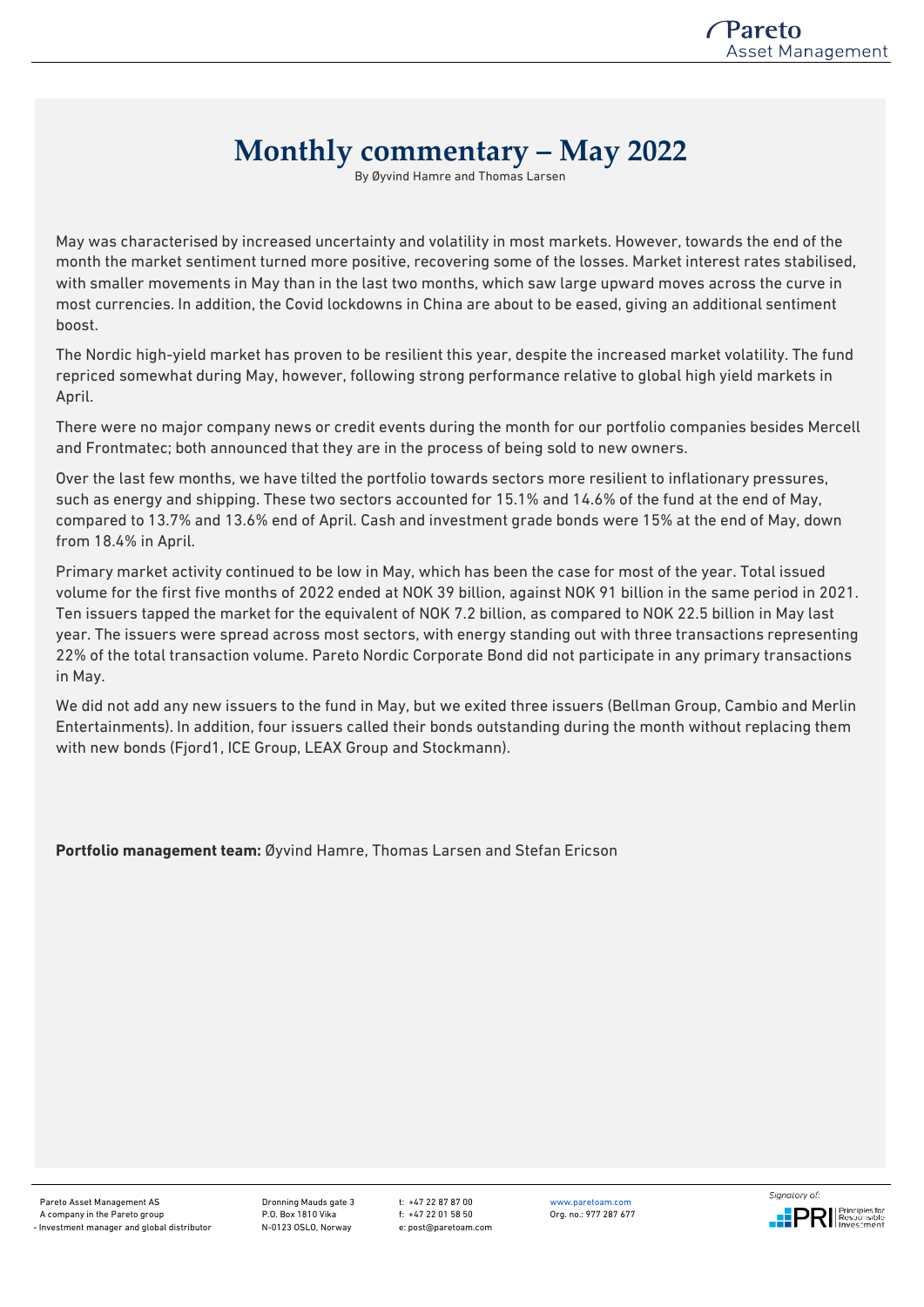# Monthly commentary – May 2022

By Øyvind Hamre and Thomas Larsen

May was characterised by increased uncertainty and volatility in most markets. However, towards the end of the month the market sentiment turned more positive, recovering some of the losses. Market interest rates stabilised, with smaller movements in May than in the last two months, which saw large upward moves across the curve in most currencies. In addition, the Covid lockdowns in China are about to be eased, giving an additional sentiment boost.

The Nordic high-yield market has proven to be resilient this year, despite the increased market volatility. The fund repriced somewhat during May, however, following strong performance relative to global high yield markets in April.

There were no major company news or credit events during the month for our portfolio companies besides Mercell and Frontmatec; both announced that they are in the process of being sold to new owners.

Over the last few months, we have tilted the portfolio towards sectors more resilient to inflationary pressures, such as energy and shipping. These two sectors accounted for 15.1% and 14.6% of the fund at the end of May, compared to 13.7% and 13.6% end of April. Cash and investment grade bonds were 15% at the end of May, down from 18.4% in April.

Primary market activity continued to be low in May, which has been the case for most of the year. Total issued volume for the first five months of 2022 ended at NOK 39 billion, against NOK 91 billion in the same period in 2021. Ten issuers tapped the market for the equivalent of NOK 7.2 billion, as compared to NOK 22.5 billion in May last year. The issuers were spread across most sectors, with energy standing out with three transactions representing 22% of the total transaction volume. Pareto Nordic Corporate Bond did not participate in any primary transactions in May.

We did not add any new issuers to the fund in May, but we exited three issuers (Bellman Group, Cambio and Merlin Entertainments). In addition, four issuers called their bonds outstanding during the month without replacing them with new bonds (Fjord1, ICE Group, LEAX Group and Stockmann).

**Portfolio management team:** Øyvind Hamre, Thomas Larsen and Stefan Ericson